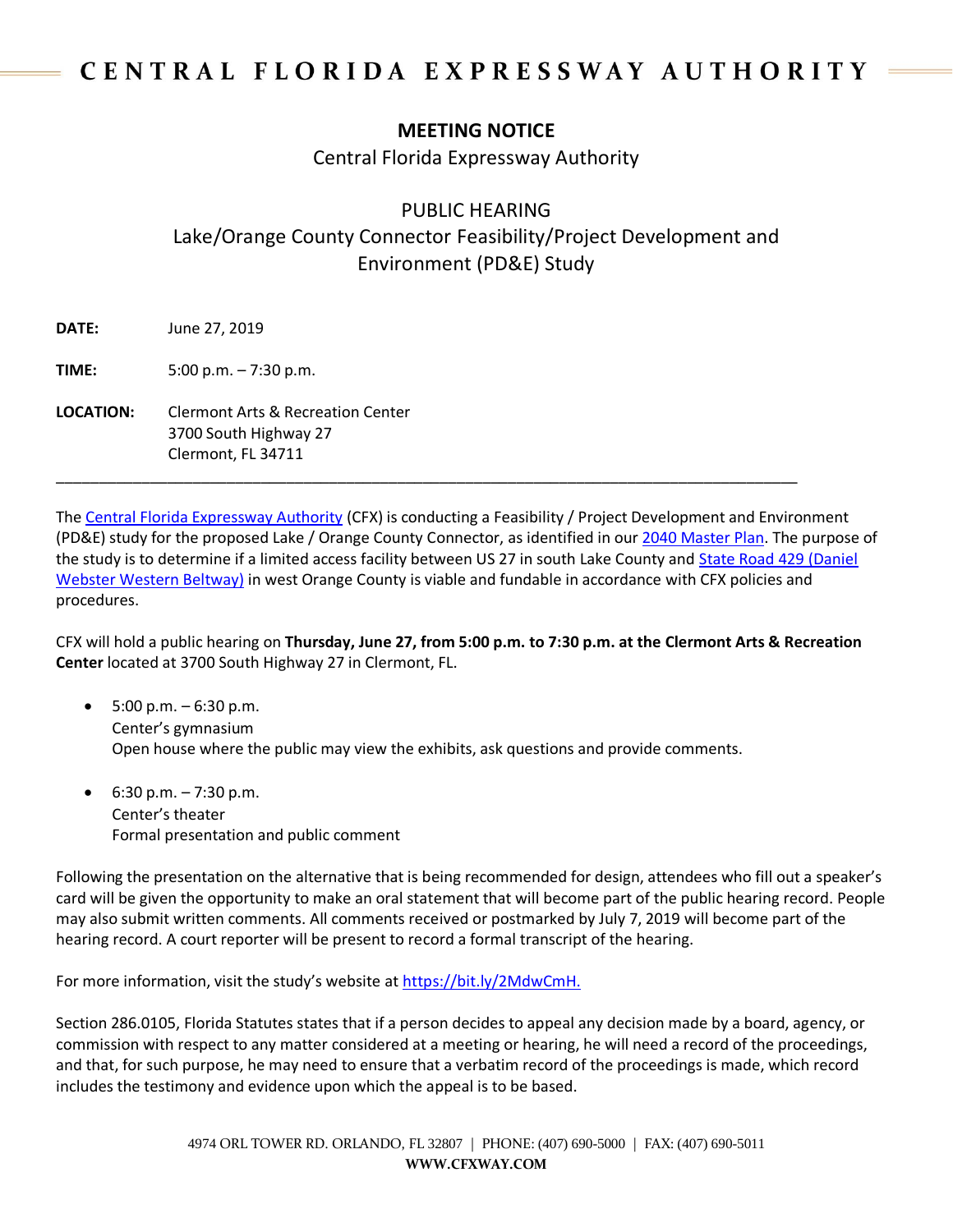# CENTRAL FLORIDA EXPRESSWAY AUTHORITY

## MEETING NOTICE

Central Florida Expressway Authority

## PUBLIC HEARING

Lake/Orange County Connector Feasibility/Project Development and Environment (PD&E) Study

**DATE:** June 27, 2019

**TIME:** 5:00 p.m. – 7:30 p.m.

**LOCATION:** Clermont Arts & Recreation Center
3700 South Highway 27
Clermont, FL 34711

---

The Central Florida Expressway Authority (CFX) is conducting a Feasibility / Project Development and Environment (PD&E) study for the proposed Lake / Orange County Connector, as identified in our 2040 Master Plan. The purpose of the study is to determine if a limited access facility between US 27 in south Lake County and State Road 429 (Daniel Webster Western Beltway) in west Orange County is viable and fundable in accordance with CFX policies and procedures.

CFX will hold a public hearing on **Thursday, June 27, from 5:00 p.m. to 7:30 p.m. at the Clermont Arts & Recreation Center** located at 3700 South Highway 27 in Clermont, FL.

- 5:00 p.m. – 6:30 p.m.
  Center's gymnasium
  Open house where the public may view the exhibits, ask questions and provide comments.

- 6:30 p.m. – 7:30 p.m.
  Center's theater
  Formal presentation and public comment

Following the presentation on the alternative that is being recommended for design, attendees who fill out a speaker's card will be given the opportunity to make an oral statement that will become part of the public hearing record. People may also submit written comments. All comments received or postmarked by July 7, 2019 will become part of the hearing record. A court reporter will be present to record a formal transcript of the hearing.

For more information, visit the study's website at https://bit.ly/2MdwCmH.

Section 286.0105, Florida Statutes states that if a person decides to appeal any decision made by a board, agency, or commission with respect to any matter considered at a meeting or hearing, he will need a record of the proceedings, and that, for such purpose, he may need to ensure that a verbatim record of the proceedings is made, which record includes the testimony and evidence upon which the appeal is to be based.

4974 ORL TOWER RD. ORLANDO, FL 32807 | PHONE: (407) 690-5000 | FAX: (407) 690-5011
WWW.CFXWAY.COM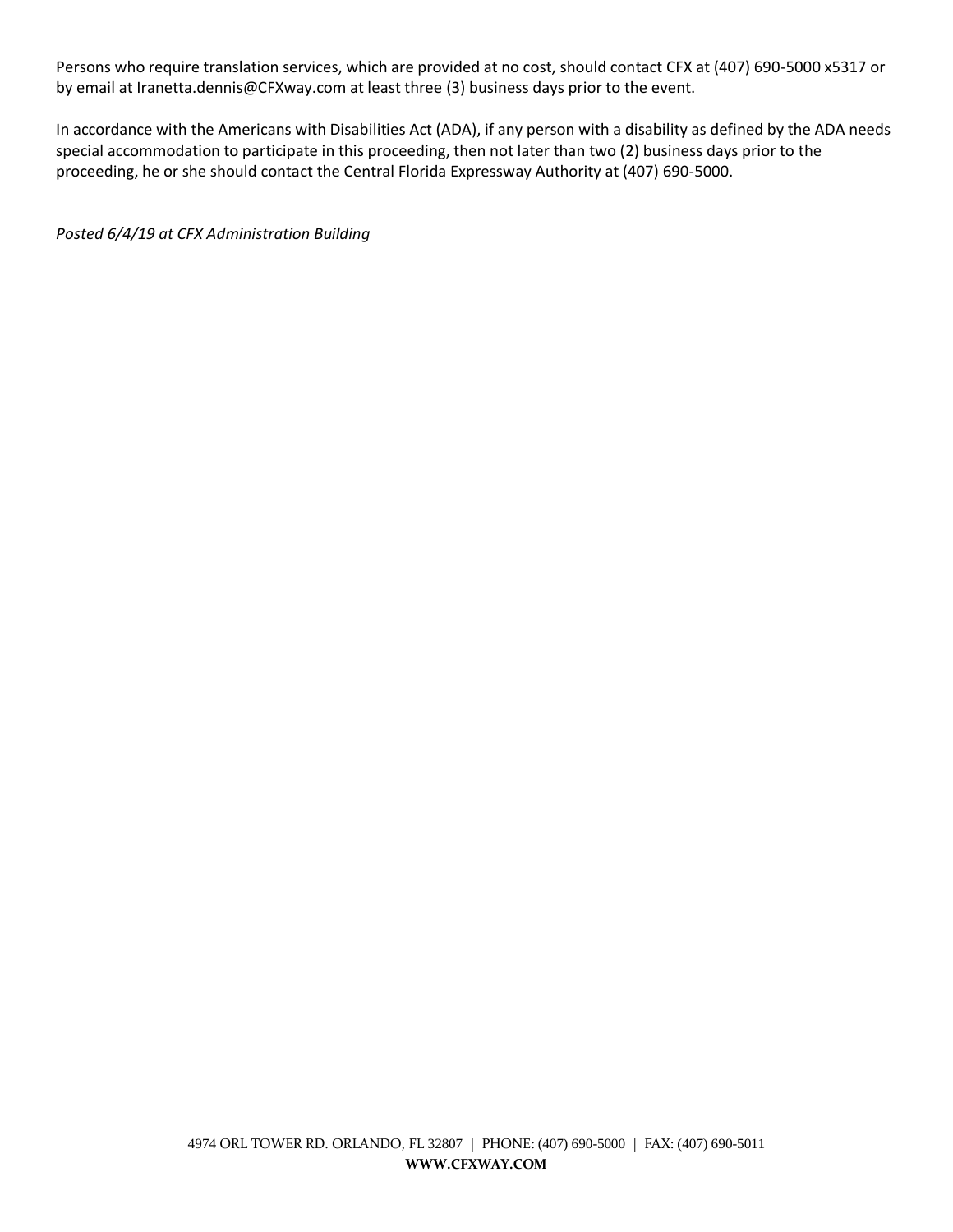Persons who require translation services, which are provided at no cost, should contact CFX at (407) 690-5000 x5317 or by email at Iranetta.dennis@CFXway.com at least three (3) business days prior to the event.

In accordance with the Americans with Disabilities Act (ADA), if any person with a disability as defined by the ADA needs special accommodation to participate in this proceeding, then not later than two (2) business days prior to the proceeding, he or she should contact the Central Florida Expressway Authority at (407) 690-5000.

*Posted 6/4/19 at CFX Administration Building*